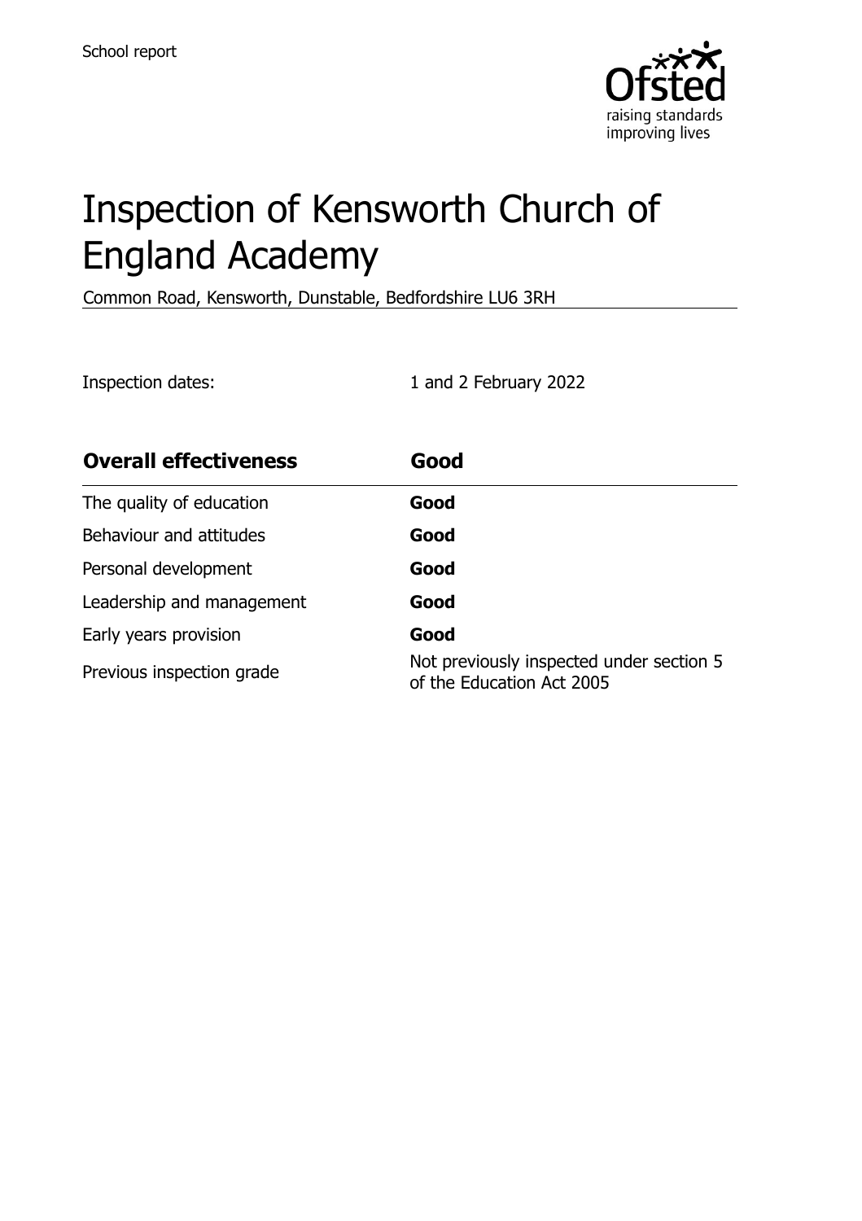School report

# Inspection of Kensworth Church of England Academy

Common Road, Kensworth, Dunstable, Bedfordshire LU6 3RH

Inspection dates: 1 and 2 February 2022

| **Overall effectiveness** | **Good** |
|---|---|
| The quality of education | **Good** |
| Behaviour and attitudes | **Good** |
| Personal development | **Good** |
| Leadership and management | **Good** |
| Early years provision | **Good** |
| Previous inspection grade | Not previously inspected under section 5 of the Education Act 2005 |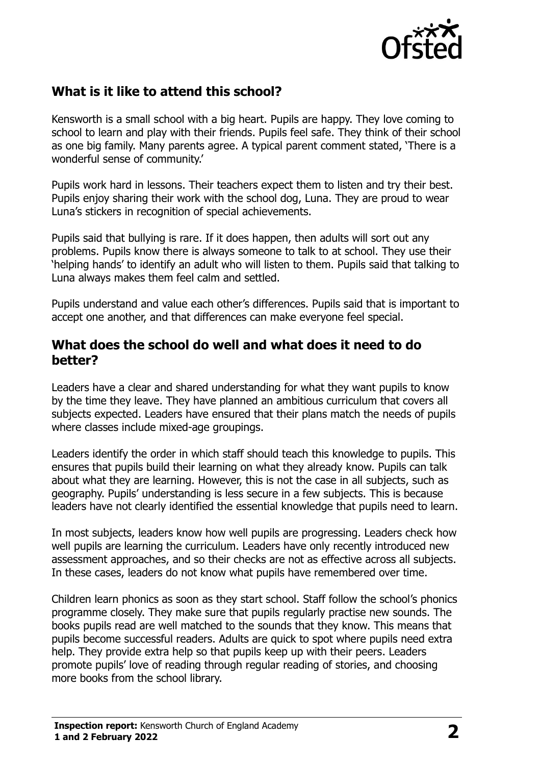## What is it like to attend this school?

Kensworth is a small school with a big heart. Pupils are happy. They love coming to school to learn and play with their friends. Pupils feel safe. They think of their school as one big family. Many parents agree. A typical parent comment stated, 'There is a wonderful sense of community.'

Pupils work hard in lessons. Their teachers expect them to listen and try their best. Pupils enjoy sharing their work with the school dog, Luna. They are proud to wear Luna's stickers in recognition of special achievements.

Pupils said that bullying is rare. If it does happen, then adults will sort out any problems. Pupils know there is always someone to talk to at school. They use their 'helping hands' to identify an adult who will listen to them. Pupils said that talking to Luna always makes them feel calm and settled.

Pupils understand and value each other's differences. Pupils said that is important to accept one another, and that differences can make everyone feel special.

## What does the school do well and what does it need to do better?

Leaders have a clear and shared understanding for what they want pupils to know by the time they leave. They have planned an ambitious curriculum that covers all subjects expected. Leaders have ensured that their plans match the needs of pupils where classes include mixed-age groupings.

Leaders identify the order in which staff should teach this knowledge to pupils. This ensures that pupils build their learning on what they already know. Pupils can talk about what they are learning. However, this is not the case in all subjects, such as geography. Pupils' understanding is less secure in a few subjects. This is because leaders have not clearly identified the essential knowledge that pupils need to learn.

In most subjects, leaders know how well pupils are progressing. Leaders check how well pupils are learning the curriculum. Leaders have only recently introduced new assessment approaches, and so their checks are not as effective across all subjects. In these cases, leaders do not know what pupils have remembered over time.

Children learn phonics as soon as they start school. Staff follow the school's phonics programme closely. They make sure that pupils regularly practise new sounds. The books pupils read are well matched to the sounds that they know. This means that pupils become successful readers. Adults are quick to spot where pupils need extra help. They provide extra help so that pupils keep up with their peers. Leaders promote pupils' love of reading through regular reading of stories, and choosing more books from the school library.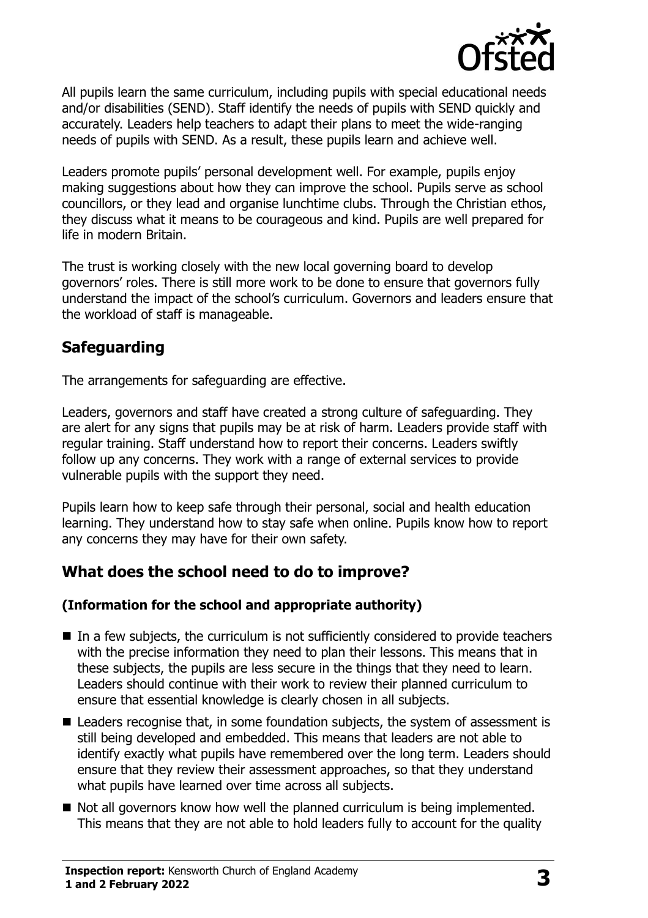All pupils learn the same curriculum, including pupils with special educational needs and/or disabilities (SEND). Staff identify the needs of pupils with SEND quickly and accurately. Leaders help teachers to adapt their plans to meet the wide-ranging needs of pupils with SEND. As a result, these pupils learn and achieve well.

Leaders promote pupils' personal development well. For example, pupils enjoy making suggestions about how they can improve the school. Pupils serve as school councillors, or they lead and organise lunchtime clubs. Through the Christian ethos, they discuss what it means to be courageous and kind. Pupils are well prepared for life in modern Britain.

The trust is working closely with the new local governing board to develop governors' roles. There is still more work to be done to ensure that governors fully understand the impact of the school's curriculum. Governors and leaders ensure that the workload of staff is manageable.

## Safeguarding

The arrangements for safeguarding are effective.

Leaders, governors and staff have created a strong culture of safeguarding. They are alert for any signs that pupils may be at risk of harm. Leaders provide staff with regular training. Staff understand how to report their concerns. Leaders swiftly follow up any concerns. They work with a range of external services to provide vulnerable pupils with the support they need.

Pupils learn how to keep safe through their personal, social and health education learning. They understand how to stay safe when online. Pupils know how to report any concerns they may have for their own safety.

## What does the school need to do to improve?

### (Information for the school and appropriate authority)

- In a few subjects, the curriculum is not sufficiently considered to provide teachers with the precise information they need to plan their lessons. This means that in these subjects, the pupils are less secure in the things that they need to learn. Leaders should continue with their work to review their planned curriculum to ensure that essential knowledge is clearly chosen in all subjects.
- Leaders recognise that, in some foundation subjects, the system of assessment is still being developed and embedded. This means that leaders are not able to identify exactly what pupils have remembered over the long term. Leaders should ensure that they review their assessment approaches, so that they understand what pupils have learned over time across all subjects.
- Not all governors know how well the planned curriculum is being implemented. This means that they are not able to hold leaders fully to account for the quality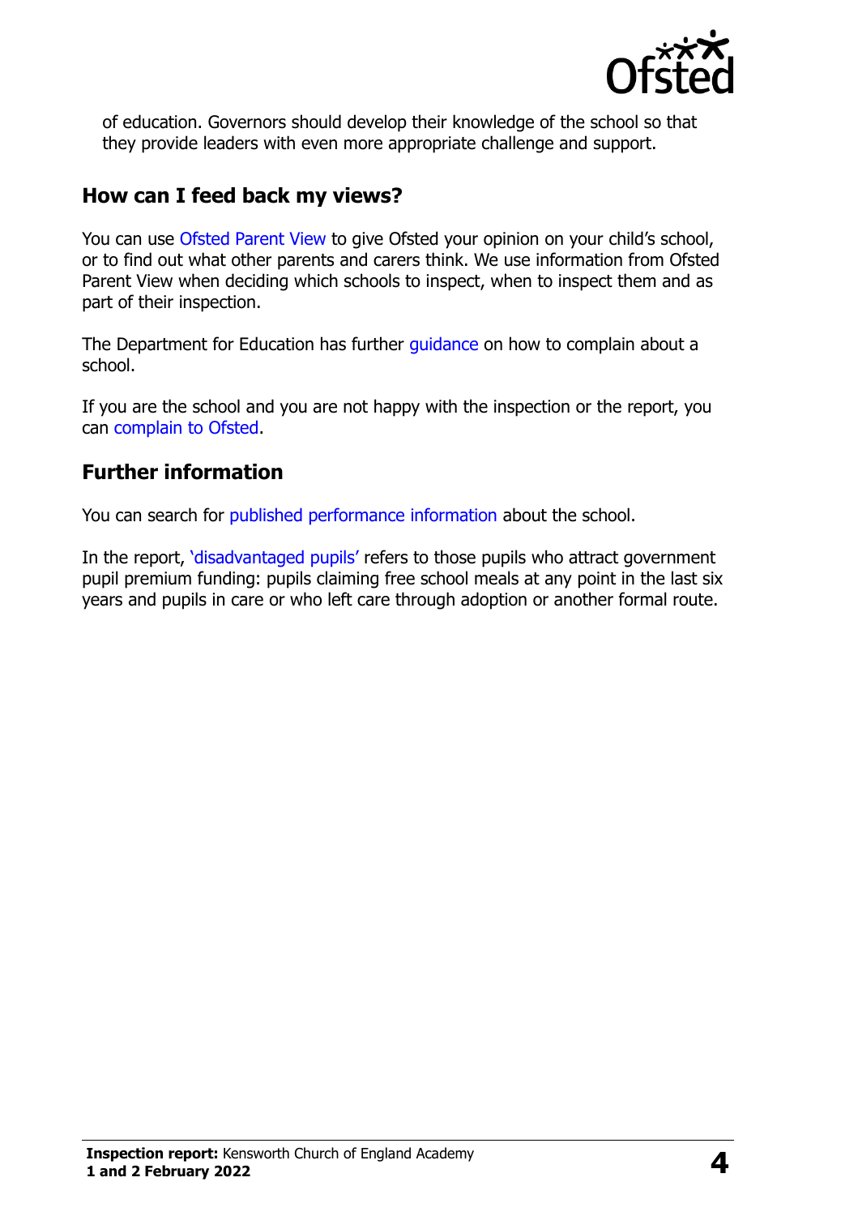of education. Governors should develop their knowledge of the school so that they provide leaders with even more appropriate challenge and support.

## How can I feed back my views?

You can use Ofsted Parent View to give Ofsted your opinion on your child's school, or to find out what other parents and carers think. We use information from Ofsted Parent View when deciding which schools to inspect, when to inspect them and as part of their inspection.

The Department for Education has further guidance on how to complain about a school.

If you are the school and you are not happy with the inspection or the report, you can complain to Ofsted.

## Further information

You can search for published performance information about the school.

In the report, 'disadvantaged pupils' refers to those pupils who attract government pupil premium funding: pupils claiming free school meals at any point in the last six years and pupils in care or who left care through adoption or another formal route.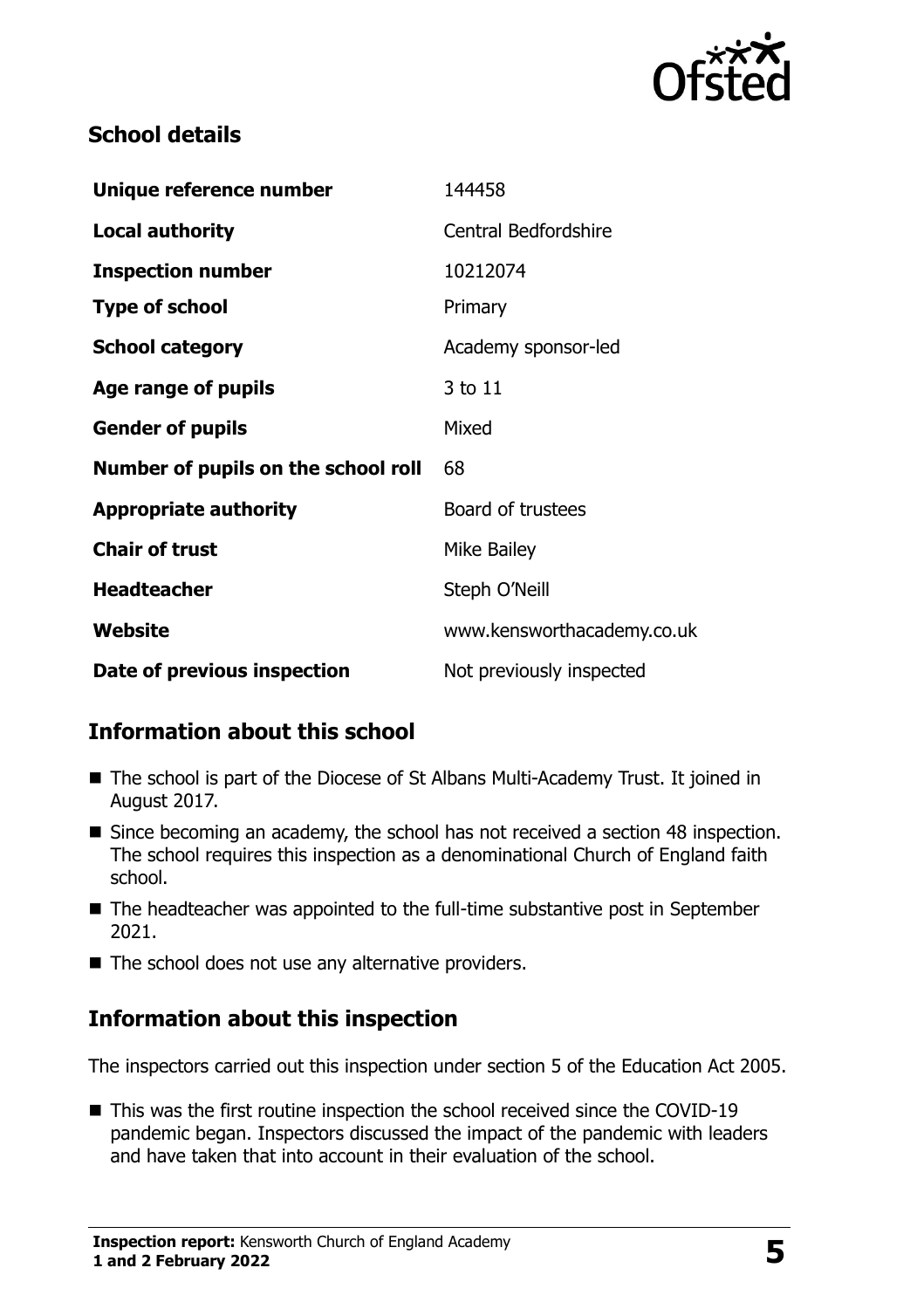## School details

| | |
|---|---|
| **Unique reference number** | 144458 |
| **Local authority** | Central Bedfordshire |
| **Inspection number** | 10212074 |
| **Type of school** | Primary |
| **School category** | Academy sponsor-led |
| **Age range of pupils** | 3 to 11 |
| **Gender of pupils** | Mixed |
| **Number of pupils on the school roll** | 68 |
| **Appropriate authority** | Board of trustees |
| **Chair of trust** | Mike Bailey |
| **Headteacher** | Steph O'Neill |
| **Website** | www.kensworthacademy.co.uk |
| **Date of previous inspection** | Not previously inspected |

## Information about this school

- The school is part of the Diocese of St Albans Multi-Academy Trust. It joined in August 2017.
- Since becoming an academy, the school has not received a section 48 inspection. The school requires this inspection as a denominational Church of England faith school.
- The headteacher was appointed to the full-time substantive post in September 2021.
- The school does not use any alternative providers.

## Information about this inspection

The inspectors carried out this inspection under section 5 of the Education Act 2005.

- This was the first routine inspection the school received since the COVID-19 pandemic began. Inspectors discussed the impact of the pandemic with leaders and have taken that into account in their evaluation of the school.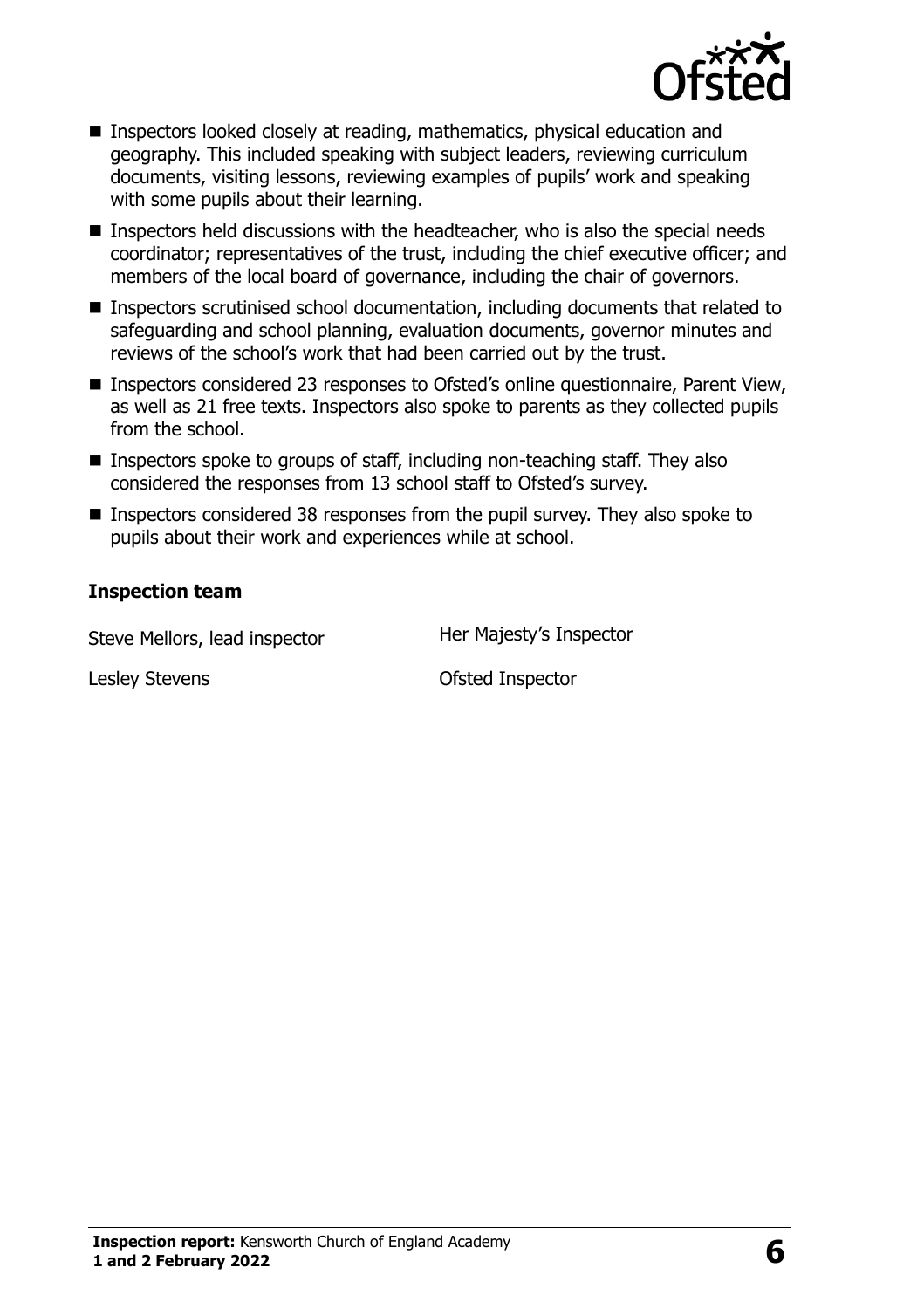- Inspectors looked closely at reading, mathematics, physical education and geography. This included speaking with subject leaders, reviewing curriculum documents, visiting lessons, reviewing examples of pupils' work and speaking with some pupils about their learning.
- Inspectors held discussions with the headteacher, who is also the special needs coordinator; representatives of the trust, including the chief executive officer; and members of the local board of governance, including the chair of governors.
- Inspectors scrutinised school documentation, including documents that related to safeguarding and school planning, evaluation documents, governor minutes and reviews of the school's work that had been carried out by the trust.
- Inspectors considered 23 responses to Ofsted's online questionnaire, Parent View, as well as 21 free texts. Inspectors also spoke to parents as they collected pupils from the school.
- Inspectors spoke to groups of staff, including non-teaching staff. They also considered the responses from 13 school staff to Ofsted's survey.
- Inspectors considered 38 responses from the pupil survey. They also spoke to pupils about their work and experiences while at school.

### Inspection team

| | |
|---|---|
| Steve Mellors, lead inspector | Her Majesty's Inspector |
| Lesley Stevens | Ofsted Inspector |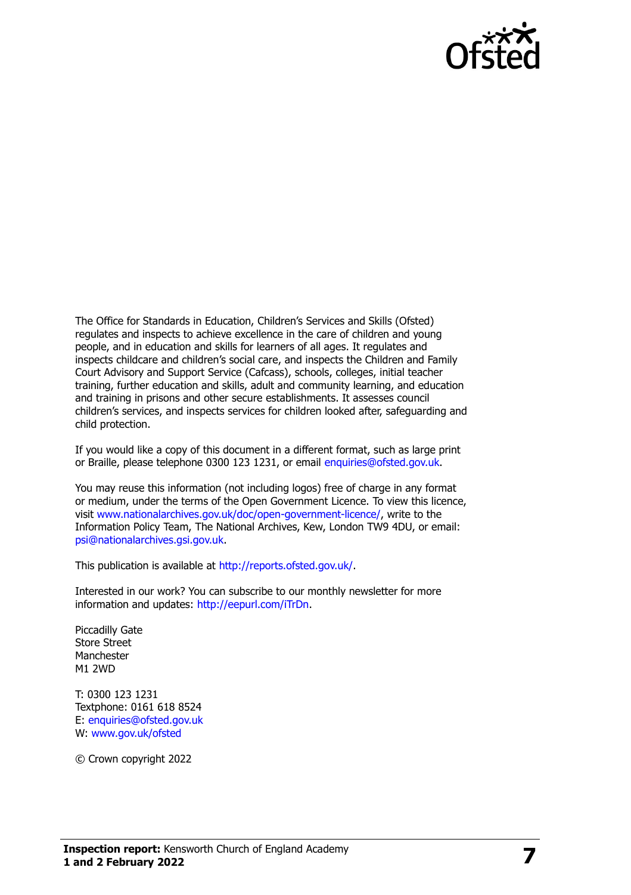The Office for Standards in Education, Children's Services and Skills (Ofsted) regulates and inspects to achieve excellence in the care of children and young people, and in education and skills for learners of all ages. It regulates and inspects childcare and children's social care, and inspects the Children and Family Court Advisory and Support Service (Cafcass), schools, colleges, initial teacher training, further education and skills, adult and community learning, and education and training in prisons and other secure establishments. It assesses council children's services, and inspects services for children looked after, safeguarding and child protection.

If you would like a copy of this document in a different format, such as large print or Braille, please telephone 0300 123 1231, or email enquiries@ofsted.gov.uk.

You may reuse this information (not including logos) free of charge in any format or medium, under the terms of the Open Government Licence. To view this licence, visit www.nationalarchives.gov.uk/doc/open-government-licence/, write to the Information Policy Team, The National Archives, Kew, London TW9 4DU, or email: psi@nationalarchives.gsi.gov.uk.

This publication is available at http://reports.ofsted.gov.uk/.

Interested in our work? You can subscribe to our monthly newsletter for more information and updates: http://eepurl.com/iTrDn.

Piccadilly Gate
Store Street
Manchester
M1 2WD

T: 0300 123 1231
Textphone: 0161 618 8524
E: enquiries@ofsted.gov.uk
W: www.gov.uk/ofsted

© Crown copyright 2022